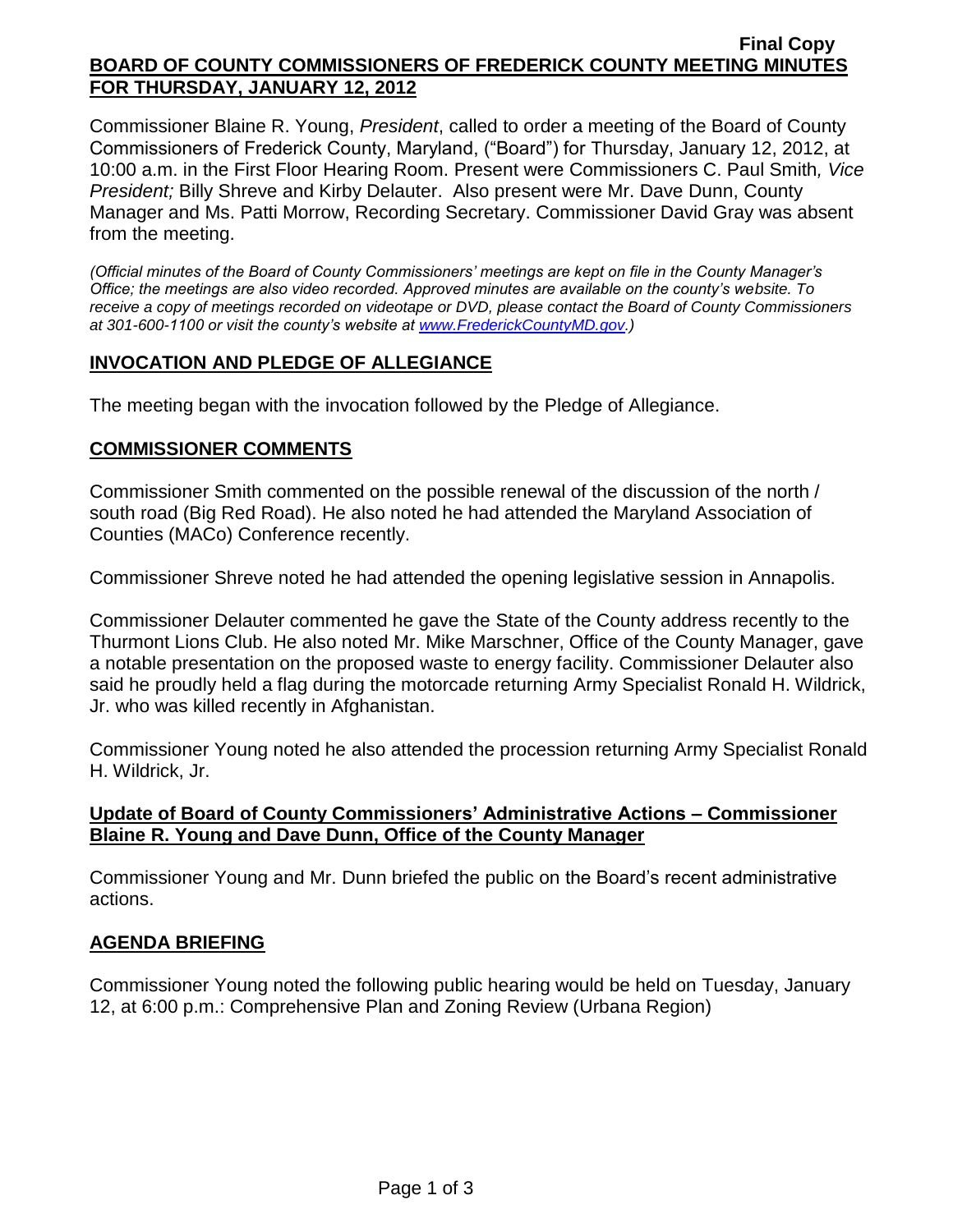**Final Copy**

## BOARD OF COUNTY COMMISSIONERS OF FREDERICK COUNTY MEETING MINUTES FOR THURSDAY, JANUARY 12, 2012

Commissioner Blaine R. Young, *President*, called to order a meeting of the Board of County Commissioners of Frederick County, Maryland, ("Board") for Thursday, January 12, 2012, at 10:00 a.m. in the First Floor Hearing Room. Present were Commissioners C. Paul Smith*, Vice President;* Billy Shreve and Kirby Delauter. Also present were Mr. Dave Dunn, County Manager and Ms. Patti Morrow, Recording Secretary. Commissioner David Gray was absent from the meeting.

*(Official minutes of the Board of County Commissioners' meetings are kept on file in the County Manager's Office; the meetings are also video recorded. Approved minutes are available on the county's website. To receive a copy of meetings recorded on videotape or DVD, please contact the Board of County Commissioners at 301-600-1100 or visit the county's website at www.FrederickCountyMD.gov.)*

## INVOCATION AND PLEDGE OF ALLEGIANCE

The meeting began with the invocation followed by the Pledge of Allegiance.

## COMMISSIONER COMMENTS

Commissioner Smith commented on the possible renewal of the discussion of the north / south road (Big Red Road). He also noted he had attended the Maryland Association of Counties (MACo) Conference recently.

Commissioner Shreve noted he had attended the opening legislative session in Annapolis.

Commissioner Delauter commented he gave the State of the County address recently to the Thurmont Lions Club. He also noted Mr. Mike Marschner, Office of the County Manager, gave a notable presentation on the proposed waste to energy facility. Commissioner Delauter also said he proudly held a flag during the motorcade returning Army Specialist Ronald H. Wildrick, Jr. who was killed recently in Afghanistan.

Commissioner Young noted he also attended the procession returning Army Specialist Ronald H. Wildrick, Jr.

### Update of Board of County Commissioners' Administrative Actions – Commissioner Blaine R. Young and Dave Dunn, Office of the County Manager

Commissioner Young and Mr. Dunn briefed the public on the Board's recent administrative actions.

## AGENDA BRIEFING

Commissioner Young noted the following public hearing would be held on Tuesday, January 12, at 6:00 p.m.: Comprehensive Plan and Zoning Review (Urbana Region)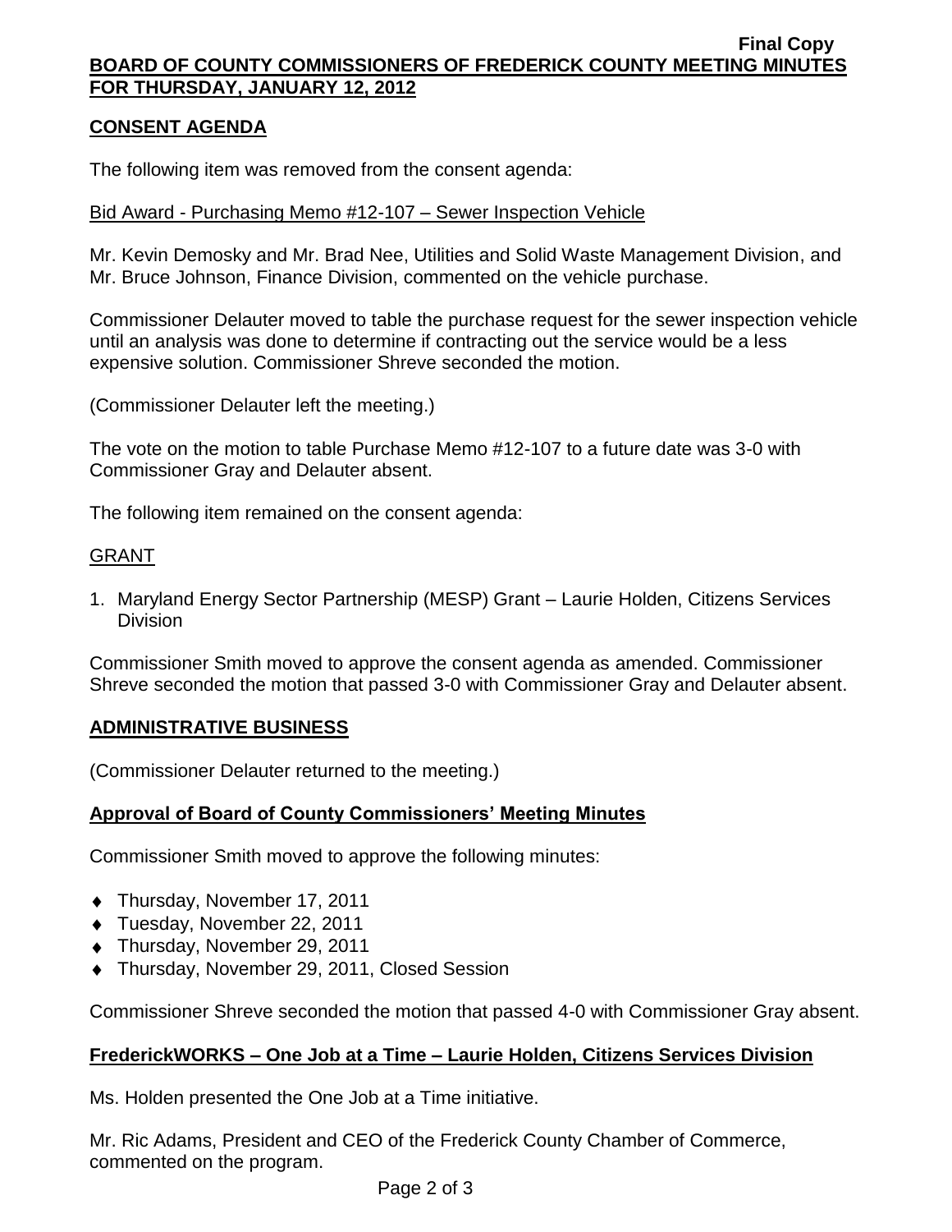## CONSENT AGENDA

The following item was removed from the consent agenda:

Bid Award - Purchasing Memo #12-107 – Sewer Inspection Vehicle

Mr. Kevin Demosky and Mr. Brad Nee, Utilities and Solid Waste Management Division, and Mr. Bruce Johnson, Finance Division, commented on the vehicle purchase.

Commissioner Delauter moved to table the purchase request for the sewer inspection vehicle until an analysis was done to determine if contracting out the service would be a less expensive solution. Commissioner Shreve seconded the motion.

(Commissioner Delauter left the meeting.)

The vote on the motion to table Purchase Memo #12-107 to a future date was 3-0 with Commissioner Gray and Delauter absent.

The following item remained on the consent agenda:

GRANT

1. Maryland Energy Sector Partnership (MESP) Grant – Laurie Holden, Citizens Services Division

Commissioner Smith moved to approve the consent agenda as amended. Commissioner Shreve seconded the motion that passed 3-0 with Commissioner Gray and Delauter absent.

## ADMINISTRATIVE BUSINESS

(Commissioner Delauter returned to the meeting.)

### Approval of Board of County Commissioners' Meeting Minutes

Commissioner Smith moved to approve the following minutes:

- Thursday, November 17, 2011
- Tuesday, November 22, 2011
- Thursday, November 29, 2011
- Thursday, November 29, 2011, Closed Session

Commissioner Shreve seconded the motion that passed 4-0 with Commissioner Gray absent.

### FrederickWORKS – One Job at a Time – Laurie Holden, Citizens Services Division

Ms. Holden presented the One Job at a Time initiative.

Mr. Ric Adams, President and CEO of the Frederick County Chamber of Commerce, commented on the program.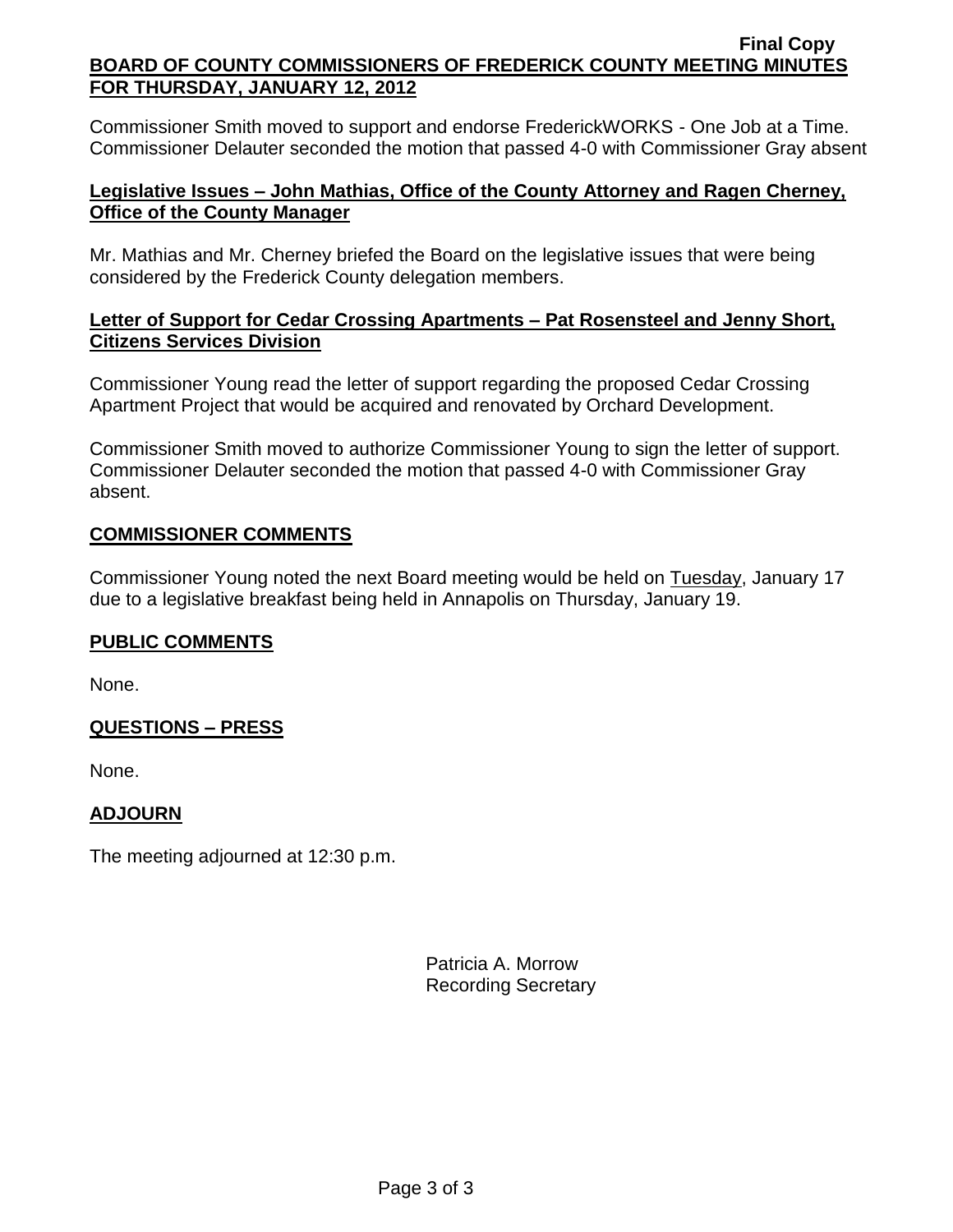Commissioner Smith moved to support and endorse FrederickWORKS - One Job at a Time. Commissioner Delauter seconded the motion that passed 4-0 with Commissioner Gray absent

**Legislative Issues – John Mathias, Office of the County Attorney and Ragen Cherney, Office of the County Manager**

Mr. Mathias and Mr. Cherney briefed the Board on the legislative issues that were being considered by the Frederick County delegation members.

**Letter of Support for Cedar Crossing Apartments – Pat Rosensteel and Jenny Short, Citizens Services Division**

Commissioner Young read the letter of support regarding the proposed Cedar Crossing Apartment Project that would be acquired and renovated by Orchard Development.

Commissioner Smith moved to authorize Commissioner Young to sign the letter of support. Commissioner Delauter seconded the motion that passed 4-0 with Commissioner Gray absent.

## COMMISSIONER COMMENTS

Commissioner Young noted the next Board meeting would be held on Tuesday, January 17 due to a legislative breakfast being held in Annapolis on Thursday, January 19.

## PUBLIC COMMENTS

None.

## QUESTIONS – PRESS

None.

## ADJOURN

The meeting adjourned at 12:30 p.m.

Patricia A. Morrow
Recording Secretary